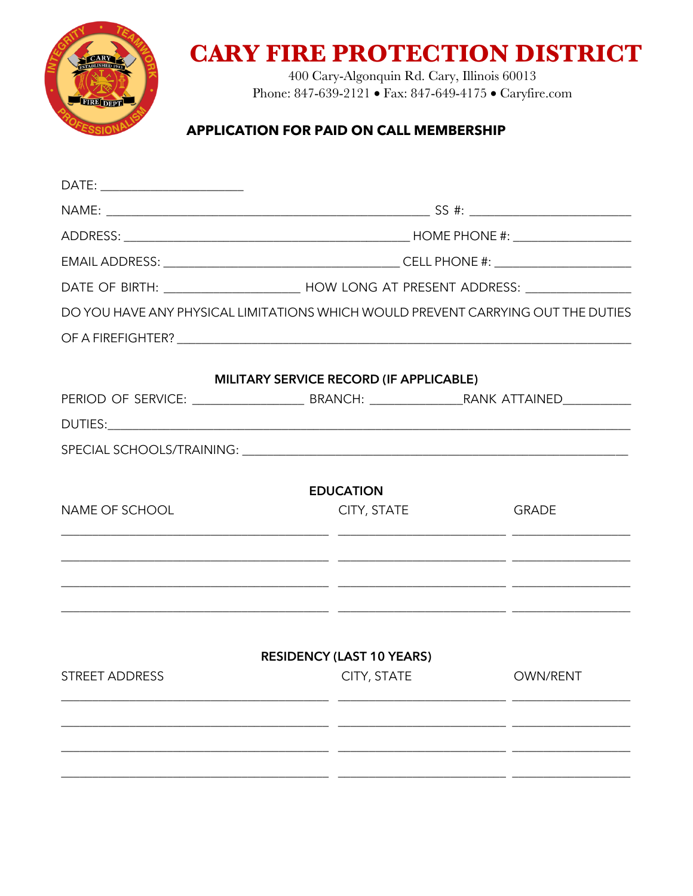# CARY FIRE PROTECTION DISTRICT

400 Cary-Algonquin Rd. Cary, Illinois 60013
Phone: 847-639-2121 • Fax: 847-649-4175 • Caryfire.com

## APPLICATION FOR PAID ON CALL MEMBERSHIP

DATE: ____________________

NAME: ____________________________________________ SS #: ____________________

ADDRESS: ______________________________________ HOME PHONE #: ________________

EMAIL ADDRESS: ________________________________ CELL PHONE #: __________________

DATE OF BIRTH: __________________ HOW LONG AT PRESENT ADDRESS: ______________

DO YOU HAVE ANY PHYSICAL LIMITATIONS WHICH WOULD PREVENT CARRYING OUT THE DUTIES OF A FIREFIGHTER? ____________________________________________________________

### MILITARY SERVICE RECORD (IF APPLICABLE)

PERIOD OF SERVICE: _______________ BRANCH: _____________ RANK ATTAINED__________

DUTIES:____________________________________________________________________

SPECIAL SCHOOLS/TRAINING: _____________________________________________________

### EDUCATION

| NAME OF SCHOOL | CITY, STATE | GRADE |
|---|---|---|
| | | |
| | | |
| | | |
| | | |

### RESIDENCY (LAST 10 YEARS)

| STREET ADDRESS | CITY, STATE | OWN/RENT |
|---|---|---|
| | | |
| | | |
| | | |
| | | |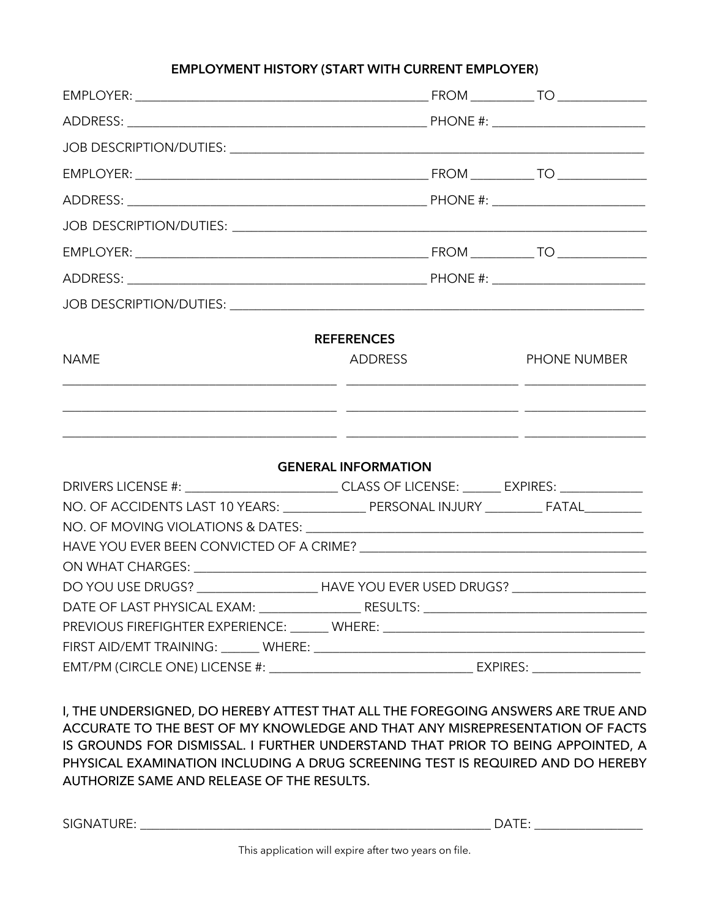## EMPLOYMENT HISTORY (START WITH CURRENT EMPLOYER)

EMPLOYER: ____________________________________________ FROM _________ TO _____________

ADDRESS: ____________________________________________ PHONE #: ______________________

JOB DESCRIPTION/DUTIES: ______________________________________________________________

EMPLOYER: ____________________________________________ FROM _________ TO _____________

ADDRESS: ____________________________________________ PHONE #: ______________________

JOB DESCRIPTION/DUTIES: ______________________________________________________________

EMPLOYER: ____________________________________________ FROM _________ TO _____________

ADDRESS: ____________________________________________ PHONE #: ______________________

JOB DESCRIPTION/DUTIES: ______________________________________________________________

## REFERENCES

| NAME | ADDRESS | PHONE NUMBER |
| --- | --- | --- |
| | | |
| | | |
| | | |

## GENERAL INFORMATION

DRIVERS LICENSE #: ______________________ CLASS OF LICENSE: ______ EXPIRES: ____________

NO. OF ACCIDENTS LAST 10 YEARS: ____________ PERSONAL INJURY ________ FATAL________

NO. OF MOVING VIOLATIONS & DATES: _____________________________________________

HAVE YOU EVER BEEN CONVICTED OF A CRIME? _________________________________________

ON WHAT CHARGES: ______________________________________________________________

DO YOU USE DRUGS? _________________ HAVE YOU EVER USED DRUGS? ___________________

DATE OF LAST PHYSICAL EXAM: _______________ RESULTS: _________________________________

PREVIOUS FIREFIGHTER EXPERIENCE: ______ WHERE: ______________________________________

FIRST AID/EMT TRAINING: ______ WHERE: __________________________________________________

EMT/PM (CIRCLE ONE) LICENSE #: ______________________________ EXPIRES: ________________

I, THE UNDERSIGNED, DO HEREBY ATTEST THAT ALL THE FOREGOING ANSWERS ARE TRUE AND ACCURATE TO THE BEST OF MY KNOWLEDGE AND THAT ANY MISREPRESENTATION OF FACTS IS GROUNDS FOR DISMISSAL. I FURTHER UNDERSTAND THAT PRIOR TO BEING APPOINTED, A PHYSICAL EXAMINATION INCLUDING A DRUG SCREENING TEST IS REQUIRED AND DO HEREBY AUTHORIZE SAME AND RELEASE OF THE RESULTS.

SIGNATURE: ____________________________________________________ DATE: ________________

This application will expire after two years on file.